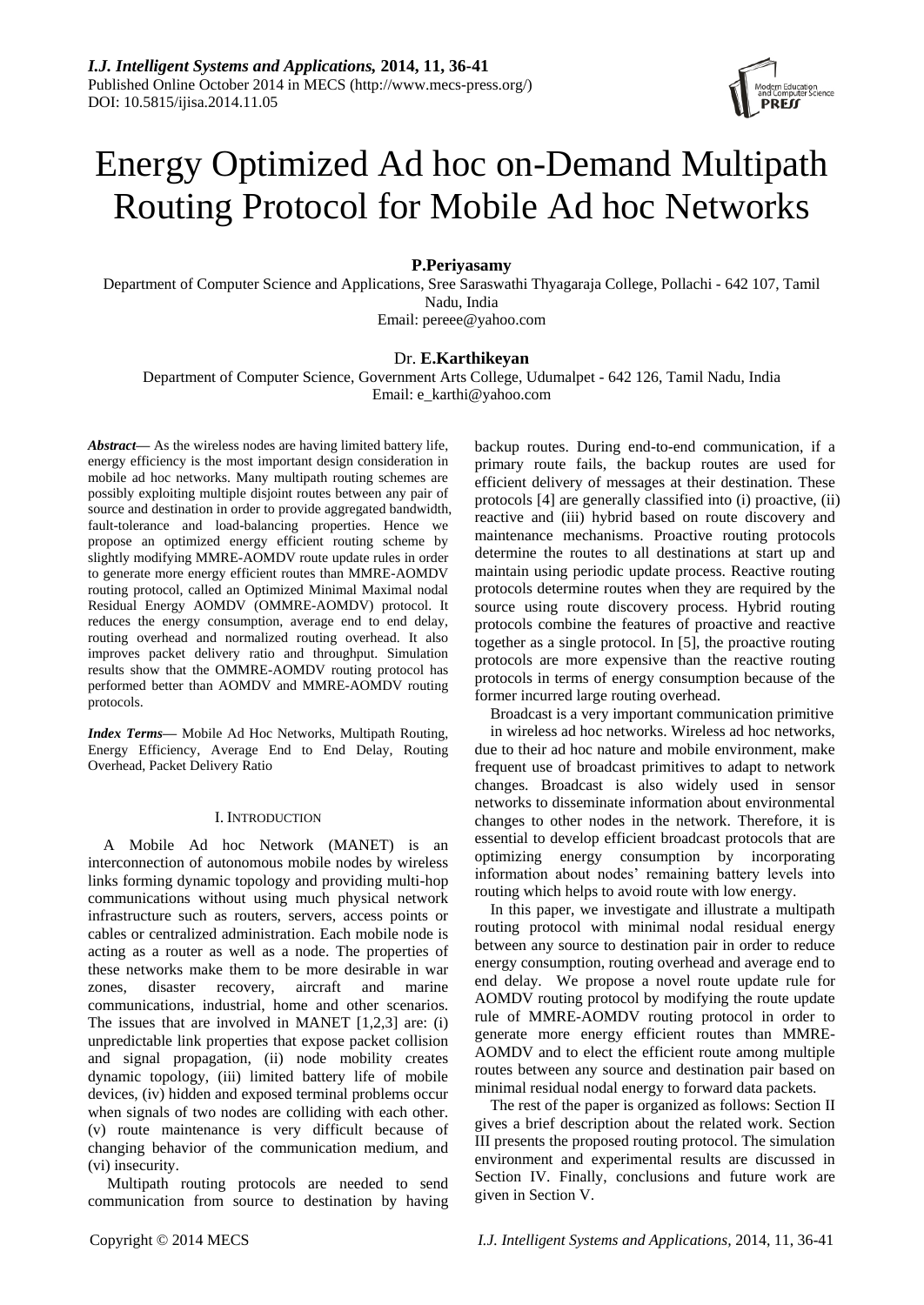# Energy Optimized Ad hoc on-Demand Multipath Routing Protocol for Mobile Ad hoc Networks

**P.Periyasamy**

Department of Computer Science and Applications, Sree Saraswathi Thyagaraja College, Pollachi - 642 107, Tamil Nadu, India
Email: pereee@yahoo.com

Dr. **E.Karthikeyan**

Department of Computer Science, Government Arts College, Udumalpet - 642 126, Tamil Nadu, India
Email: e_karthi@yahoo.com

***Abstract*****—** As the wireless nodes are having limited battery life, energy efficiency is the most important design consideration in mobile ad hoc networks. Many multipath routing schemes are possibly exploiting multiple disjoint routes between any pair of source and destination in order to provide aggregated bandwidth, fault-tolerance and load-balancing properties. Hence we propose an optimized energy efficient routing scheme by slightly modifying MMRE-AOMDV route update rules in order to generate more energy efficient routes than MMRE-AOMDV routing protocol, called an Optimized Minimal Maximal nodal Residual Energy AOMDV (OMMRE-AOMDV) protocol. It reduces the energy consumption, average end to end delay, routing overhead and normalized routing overhead. It also improves packet delivery ratio and throughput. Simulation results show that the OMMRE-AOMDV routing protocol has performed better than AOMDV and MMRE-AOMDV routing protocols.

***Index Terms*****—** Mobile Ad Hoc Networks, Multipath Routing, Energy Efficiency, Average End to End Delay, Routing Overhead, Packet Delivery Ratio

## I. INTRODUCTION

A Mobile Ad hoc Network (MANET) is an interconnection of autonomous mobile nodes by wireless links forming dynamic topology and providing multi-hop communications without using much physical network infrastructure such as routers, servers, access points or cables or centralized administration. Each mobile node is acting as a router as well as a node. The properties of these networks make them to be more desirable in war zones, disaster recovery, aircraft and marine communications, industrial, home and other scenarios. The issues that are involved in MANET [1,2,3] are: (i) unpredictable link properties that expose packet collision and signal propagation, (ii) node mobility creates dynamic topology, (iii) limited battery life of mobile devices, (iv) hidden and exposed terminal problems occur when signals of two nodes are colliding with each other. (v) route maintenance is very difficult because of changing behavior of the communication medium, and (vi) insecurity.

Multipath routing protocols are needed to send communication from source to destination by having backup routes. During end-to-end communication, if a primary route fails, the backup routes are used for efficient delivery of messages at their destination. These protocols [4] are generally classified into (i) proactive, (ii) reactive and (iii) hybrid based on route discovery and maintenance mechanisms. Proactive routing protocols determine the routes to all destinations at start up and maintain using periodic update process. Reactive routing protocols determine routes when they are required by the source using route discovery process. Hybrid routing protocols combine the features of proactive and reactive together as a single protocol. In [5], the proactive routing protocols are more expensive than the reactive routing protocols in terms of energy consumption because of the former incurred large routing overhead.

Broadcast is a very important communication primitive in wireless ad hoc networks. Wireless ad hoc networks, due to their ad hoc nature and mobile environment, make frequent use of broadcast primitives to adapt to network changes. Broadcast is also widely used in sensor networks to disseminate information about environmental changes to other nodes in the network. Therefore, it is essential to develop efficient broadcast protocols that are optimizing energy consumption by incorporating information about nodes' remaining battery levels into routing which helps to avoid route with low energy.

In this paper, we investigate and illustrate a multipath routing protocol with minimal nodal residual energy between any source to destination pair in order to reduce energy consumption, routing overhead and average end to end delay. We propose a novel route update rule for AOMDV routing protocol by modifying the route update rule of MMRE-AOMDV routing protocol in order to generate more energy efficient routes than MMRE-AOMDV and to elect the efficient route among multiple routes between any source and destination pair based on minimal residual nodal energy to forward data packets.

The rest of the paper is organized as follows: Section II gives a brief description about the related work. Section III presents the proposed routing protocol. The simulation environment and experimental results are discussed in Section IV. Finally, conclusions and future work are given in Section V.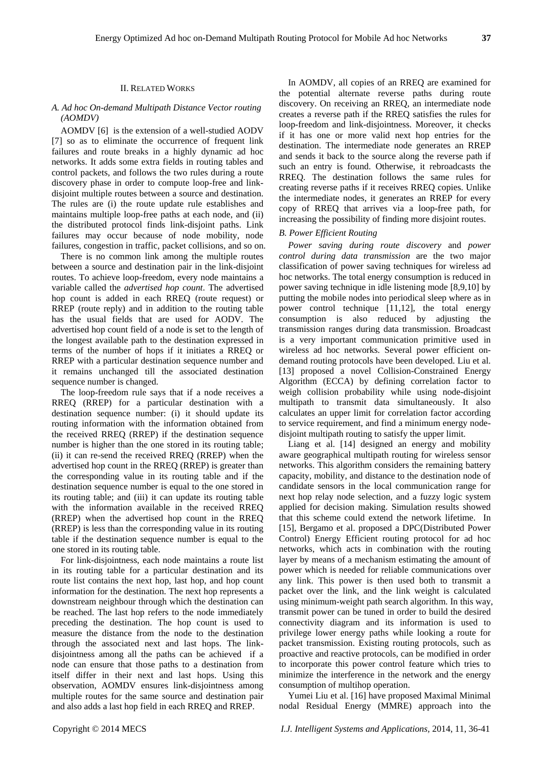## II. Related Works

### A. Ad hoc On-demand Multipath Distance Vector routing (AOMDV)

AOMDV [6] is the extension of a well-studied AODV [7] so as to eliminate the occurrence of frequent link failures and route breaks in a highly dynamic ad hoc networks. It adds some extra fields in routing tables and control packets, and follows the two rules during a route discovery phase in order to compute loop-free and link-disjoint multiple routes between a source and destination. The rules are (i) the route update rule establishes and maintains multiple loop-free paths at each node, and (ii) the distributed protocol finds link-disjoint paths. Link failures may occur because of node mobility, node failures, congestion in traffic, packet collisions, and so on.

There is no common link among the multiple routes between a source and destination pair in the link-disjoint routes. To achieve loop-freedom, every node maintains a variable called the *advertised hop count*. The advertised hop count is added in each RREQ (route request) or RREP (route reply) and in addition to the routing table has the usual fields that are used for AODV. The advertised hop count field of a node is set to the length of the longest available path to the destination expressed in terms of the number of hops if it initiates a RREQ or RREP with a particular destination sequence number and it remains unchanged till the associated destination sequence number is changed.

The loop-freedom rule says that if a node receives a RREQ (RREP) for a particular destination with a destination sequence number: (i) it should update its routing information with the information obtained from the received RREQ (RREP) if the destination sequence number is higher than the one stored in its routing table; (ii) it can re-send the received RREQ (RREP) when the advertised hop count in the RREQ (RREP) is greater than the corresponding value in its routing table and if the destination sequence number is equal to the one stored in its routing table; and (iii) it can update its routing table with the information available in the received RREQ (RREP) when the advertised hop count in the RREQ (RREP) is less than the corresponding value in its routing table if the destination sequence number is equal to the one stored in its routing table.

For link-disjointness, each node maintains a route list in its routing table for a particular destination and its route list contains the next hop, last hop, and hop count information for the destination. The next hop represents a downstream neighbour through which the destination can be reached. The last hop refers to the node immediately preceding the destination. The hop count is used to measure the distance from the node to the destination through the associated next and last hops. The link-disjointness among all the paths can be achieved if a node can ensure that those paths to a destination from itself differ in their next and last hops. Using this observation, AOMDV ensures link-disjointness among multiple routes for the same source and destination pair and also adds a last hop field in each RREQ and RREP.

In AOMDV, all copies of an RREQ are examined for the potential alternate reverse paths during route discovery. On receiving an RREQ, an intermediate node creates a reverse path if the RREQ satisfies the rules for loop-freedom and link-disjointness. Moreover, it checks if it has one or more valid next hop entries for the destination. The intermediate node generates an RREP and sends it back to the source along the reverse path if such an entry is found. Otherwise, it rebroadcasts the RREQ. The destination follows the same rules for creating reverse paths if it receives RREQ copies. Unlike the intermediate nodes, it generates an RREP for every copy of RREQ that arrives via a loop-free path, for increasing the possibility of finding more disjoint routes.

### B. Power Efficient Routing

*Power saving during route discovery* and *power control during data transmission* are the two major classification of power saving techniques for wireless ad hoc networks. The total energy consumption is reduced in power saving technique in idle listening mode [8,9,10] by putting the mobile nodes into periodical sleep where as in power control technique [11,12], the total energy consumption is also reduced by adjusting the transmission ranges during data transmission. Broadcast is a very important communication primitive used in wireless ad hoc networks. Several power efficient on-demand routing protocols have been developed. Liu et al. [13] proposed a novel Collision-Constrained Energy Algorithm (ECCA) by defining correlation factor to weigh collision probability while using node-disjoint multipath to transmit data simultaneously. It also calculates an upper limit for correlation factor according to service requirement, and find a minimum energy node-disjoint multipath routing to satisfy the upper limit.

Liang et al. [14] designed an energy and mobility aware geographical multipath routing for wireless sensor networks. This algorithm considers the remaining battery capacity, mobility, and distance to the destination node of candidate sensors in the local communication range for next hop relay node selection, and a fuzzy logic system applied for decision making. Simulation results showed that this scheme could extend the network lifetime. In [15], Bergamo et al. proposed a DPC(Distributed Power Control) Energy Efficient routing protocol for ad hoc networks, which acts in combination with the routing layer by means of a mechanism estimating the amount of power which is needed for reliable communications over any link. This power is then used both to transmit a packet over the link, and the link weight is calculated using minimum-weight path search algorithm. In this way, transmit power can be tuned in order to build the desired connectivity diagram and its information is used to privilege lower energy paths while looking a route for packet transmission. Existing routing protocols, such as proactive and reactive protocols, can be modified in order to incorporate this power control feature which tries to minimize the interference in the network and the energy consumption of multihop operation.

Yumei Liu et al. [16] have proposed Maximal Minimal nodal Residual Energy (MMRE) approach into the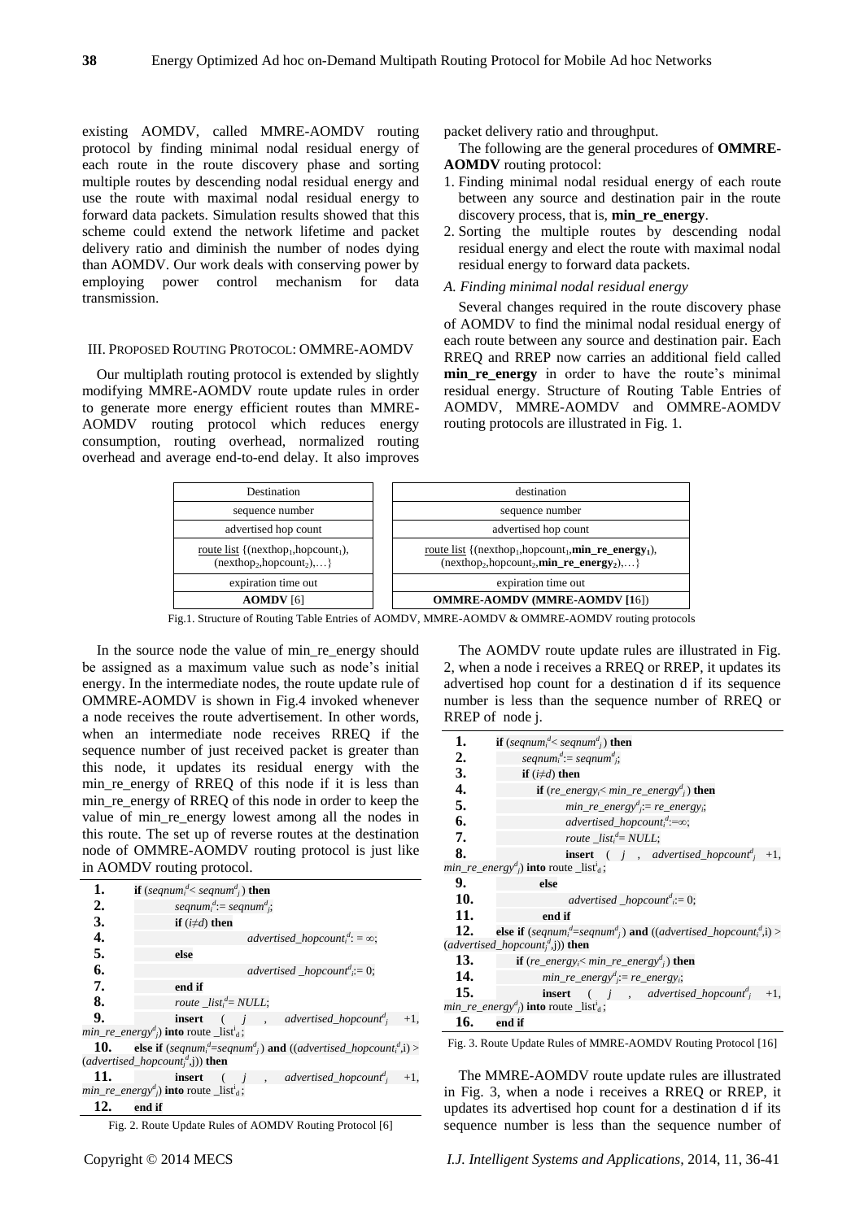existing AOMDV, called MMRE-AOMDV routing protocol by finding minimal nodal residual energy of each route in the route discovery phase and sorting multiple routes by descending nodal residual energy and use the route with maximal nodal residual energy to forward data packets. Simulation results showed that this scheme could extend the network lifetime and packet delivery ratio and diminish the number of nodes dying than AOMDV. Our work deals with conserving power by employing power control mechanism for data transmission.

## III. Proposed Routing Protocol: OMMRE-AOMDV

Our multiplath routing protocol is extended by slightly modifying MMRE-AOMDV route update rules in order to generate more energy efficient routes than MMRE-AOMDV routing protocol which reduces energy consumption, routing overhead, normalized routing overhead and average end-to-end delay. It also improves packet delivery ratio and throughput.

The following are the general procedures of **OMMRE-AOMDV** routing protocol:

1. Finding minimal nodal residual energy of each route between any source and destination pair in the route discovery process, that is, **min_re_energy**.
2. Sorting the multiple routes by descending nodal residual energy and elect the route with maximal nodal residual energy to forward data packets.

### *A. Finding minimal nodal residual energy*

Several changes required in the route discovery phase of AOMDV to find the minimal nodal residual energy of each route between any source and destination pair. Each RREQ and RREP now carries an additional field called **min_re_energy** in order to have the route's minimal residual energy. Structure of Routing Table Entries of AOMDV, MMRE-AOMDV and OMMRE-AOMDV routing protocols are illustrated in Fig. 1.

| Destination |
|---|
| sequence number |
| advertised hop count |
| route list {(nexthop$_1$,hopcount$_1$), (nexthop$_2$,hopcount$_2$),…} |
| expiration time out |
| **AOMDV** [6] |

| destination |
|---|
| sequence number |
| advertised hop count |
| route list {(nexthop$_1$,hopcount$_1$,**min_re_energy$_1$**), (nexthop$_2$,hopcount$_2$,**min_re_energy$_2$**),…} |
| expiration time out |
| **OMMRE-AOMDV (MMRE-AOMDV [16])** |

Fig.1. Structure of Routing Table Entries of AOMDV, MMRE-AOMDV & OMMRE-AOMDV routing protocols

In the source node the value of min_re_energy should be assigned as a maximum value such as node's initial energy. In the intermediate nodes, the route update rule of OMMRE-AOMDV is shown in Fig.4 invoked whenever a node receives the route advertisement. In other words, when an intermediate node receives RREQ if the sequence number of just received packet is greater than this node, it updates its residual energy with the min_re_energy of RREQ of this node if it is less than min_re_energy of RREQ of this node in order to keep the value of min_re_energy lowest among all the nodes in this route. The set up of reverse routes at the destination node of OMMRE-AOMDV routing protocol is just like in AOMDV routing protocol.

1. **if** ($seqnum_i^d < seqnum_j^d$) **then**
2. $seqnum_i^d := seqnum_j^d$;
3. **if** ($i \neq d$) **then**
4. $advertised\_hopcount_i^d := \infty$;
5. **else**
6. $advertised\_hopcount_i^d := 0$;
7. **end if**
8. $route\_list_i^d = NULL$;
9. **insert** ( $j$ , $advertised\_hopcount_j^d$ +1, $min\_re\_energy_j^d$) **into** route_list$^i_d$;
10. **else if** ($seqnum_i^d = seqnum_j^d$) **and** (($advertised\_hopcount_i^d$,i) > ($advertised\_hopcount_j^d$,j)) **then**
11. **insert** ( $j$ , $advertised\_hopcount_j^d$ +1, $min\_re\_energy_j^d$) **into** route_list$^i_d$;
12. **end if**

Fig. 2. Route Update Rules of AOMDV Routing Protocol [6]

The AOMDV route update rules are illustrated in Fig. 2, when a node i receives a RREQ or RREP, it updates its advertised hop count for a destination d if its sequence number is less than the sequence number of RREQ or RREP of node j.

1. **if** ($seqnum_i^d < seqnum_j^d$) **then**
2. $seqnum_i^d := seqnum_j^d$;
3. **if** ($i \neq d$) **then**
4. **if** ($re\_energy_i < min\_re\_energy_j^d$) **then**
5. $min\_re\_energy_j^d := re\_energy_i$;
6. $advertised\_hopcount_i^d := \infty$;
7. $route\_list_i^d = NULL$;
8. **insert** ( $j$ , $advertised\_hopcount_j^d$ +1, $min\_re\_energy_j^d$) **into** route_list$^i_d$;
9. **else**
10. $advertised\_hopcount_i^d := 0$;
11. **end if**
12. **else if** ($seqnum_i^d = seqnum_j^d$) **and** (($advertised\_hopcount_i^d$,i) > ($advertised\_hopcount_j^d$,j)) **then**
13. **if** ($re\_energy_i < min\_re\_energy_j^d$) **then**
14. $min\_re\_energy_j^d := re\_energy_i$;
15. **insert** ( $j$ , $advertised\_hopcount_j^d$ +1, $min\_re\_energy_j^d$) **into** route_list$^i_d$;
16. **end if**

Fig. 3. Route Update Rules of MMRE-AOMDV Routing Protocol [16]

The MMRE-AOMDV route update rules are illustrated in Fig. 3, when a node i receives a RREQ or RREP, it updates its advertised hop count for a destination d if its sequence number is less than the sequence number of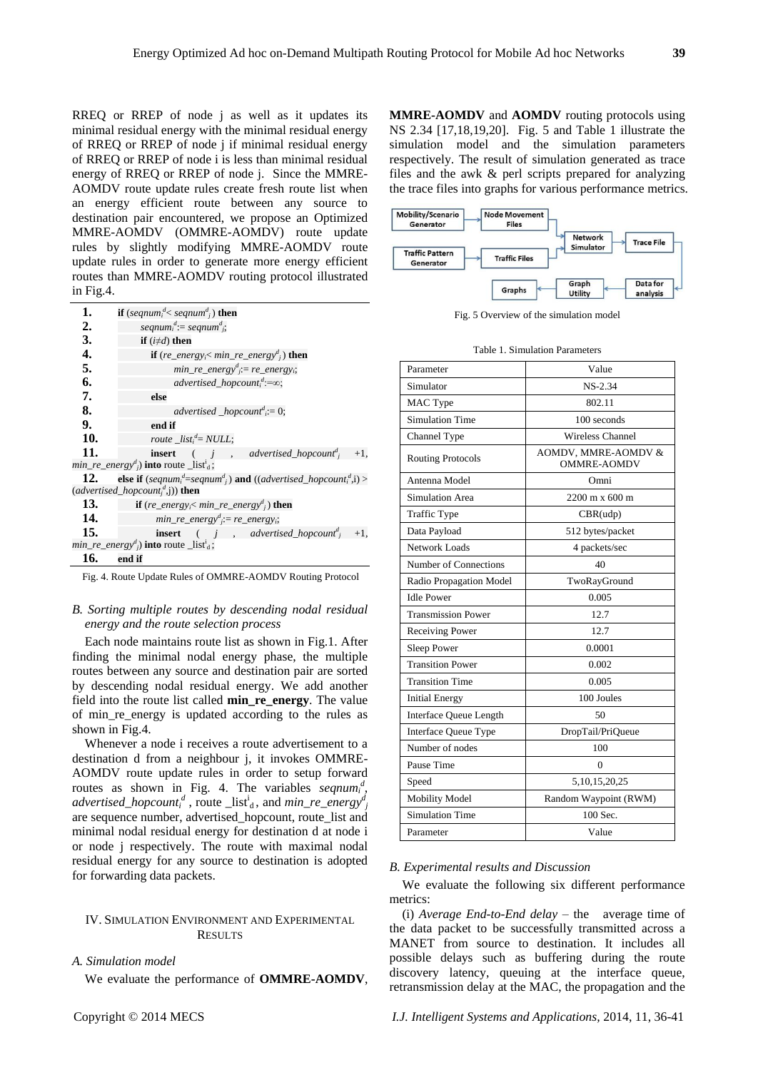RREQ or RREP of node j as well as it updates its minimal residual energy with the minimal residual energy of RREQ or RREP of node j if minimal residual energy of RREQ or RREP of node i is less than minimal residual energy of RREQ or RREP of node j. Since the MMRE-AOMDV route update rules create fresh route list when an energy efficient route between any source to destination pair encountered, we propose an Optimized MMRE-AOMDV (OMMRE-AOMDV) route update rules by slightly modifying MMRE-AOMDV route update rules in order to generate more energy efficient routes than MMRE-AOMDV routing protocol illustrated in Fig.4.

```
1.  if (seqnum_i^d < seqnum_j^d) then
2.      seqnum_i^d := seqnum_j^d;
3.      if (i≠d) then
4.          if (re_energy_i < min_re_energy_j^d) then
5.              min_re_energy_i^d := re_energy_i;
6.              advertised_hopcount_i^d := ∞;
7.          else
8.              advertised_hopcount_i^d := 0;
9.          end if
10.         route_list_i^d = NULL;
11.         insert (j, advertised_hopcount_j^d + 1, min_re_energy_j^d) into route_list_d^i;
12. else if (seqnum_i^d = seqnum_j^d) and ((advertised_hopcount_i^d, i) > (advertised_hopcount_j^d, j)) then
13.     if (re_energy_i < min_re_energy_j^d) then
14.         min_re_energy_j^d := re_energy_i;
15.         insert (j, advertised_hopcount_j^d + 1, min_re_energy_j^d) into route_list_d^i;
16. end if
```

Fig. 4. Route Update Rules of OMMRE-AOMDV Routing Protocol

*B. Sorting multiple routes by descending nodal residual energy and the route selection process*

Each node maintains route list as shown in Fig.1. After finding the minimal nodal energy phase, the multiple routes between any source and destination pair are sorted by descending nodal residual energy. We add another field into the route list called **min_re_energy**. The value of min_re_energy is updated according to the rules as shown in Fig.4.

Whenever a node i receives a route advertisement to a destination d from a neighbour j, it invokes OMMRE-AOMDV route update rules in order to setup forward routes as shown in Fig. 4. The variables $seqnum_i^d$, $advertised\_hopcount_i^d$, $route\_list_d^i$, and $min\_re\_energy_j^d$ are sequence number, advertised_hopcount, route_list and minimal nodal residual energy for destination d at node i or node j respectively. The route with maximal nodal residual energy for any source to destination is adopted for forwarding data packets.

## IV. Simulation Environment and Experimental Results

*A. Simulation model*

We evaluate the performance of **OMMRE-AOMDV**, **MMRE-AOMDV** and **AOMDV** routing protocols using NS 2.34 [17,18,19,20]. Fig. 5 and Table 1 illustrate the simulation model and the simulation parameters respectively. The result of simulation generated as trace files and the awk & perl scripts prepared for analyzing the trace files into graphs for various performance metrics.

Mobility/Scenario Generator → Node Movement Files → Network Simulator; Traffic Pattern Generator → Traffic Files → Network Simulator; Network Simulator → Trace File → Data for analysis → Graph Utility → Graphs

Fig. 5 Overview of the simulation model

Table 1. Simulation Parameters

| Parameter | Value |
|---|---|
| Simulator | NS-2.34 |
| MAC Type | 802.11 |
| Simulation Time | 100 seconds |
| Channel Type | Wireless Channel |
| Routing Protocols | AOMDV, MMRE-AOMDV & OMMRE-AOMDV |
| Antenna Model | Omni |
| Simulation Area | 2200 m x 600 m |
| Traffic Type | CBR(udp) |
| Data Payload | 512 bytes/packet |
| Network Loads | 4 packets/sec |
| Number of Connections | 40 |
| Radio Propagation Model | TwoRayGround |
| Idle Power | 0.005 |
| Transmission Power | 12.7 |
| Receiving Power | 12.7 |
| Sleep Power | 0.0001 |
| Transition Power | 0.002 |
| Transition Time | 0.005 |
| Initial Energy | 100 Joules |
| Interface Queue Length | 50 |
| Interface Queue Type | DropTail/PriQueue |
| Number of nodes | 100 |
| Pause Time | 0 |
| Speed | 5,10,15,20,25 |
| Mobility Model | Random Waypoint (RWM) |
| Simulation Time | 100 Sec. |
| Parameter | Value |

*B. Experimental results and Discussion*

We evaluate the following six different performance metrics:

(i) *Average End-to-End delay* – the average time of the data packet to be successfully transmitted across a MANET from source to destination. It includes all possible delays such as buffering during the route discovery latency, queuing at the interface queue, retransmission delay at the MAC, the propagation and the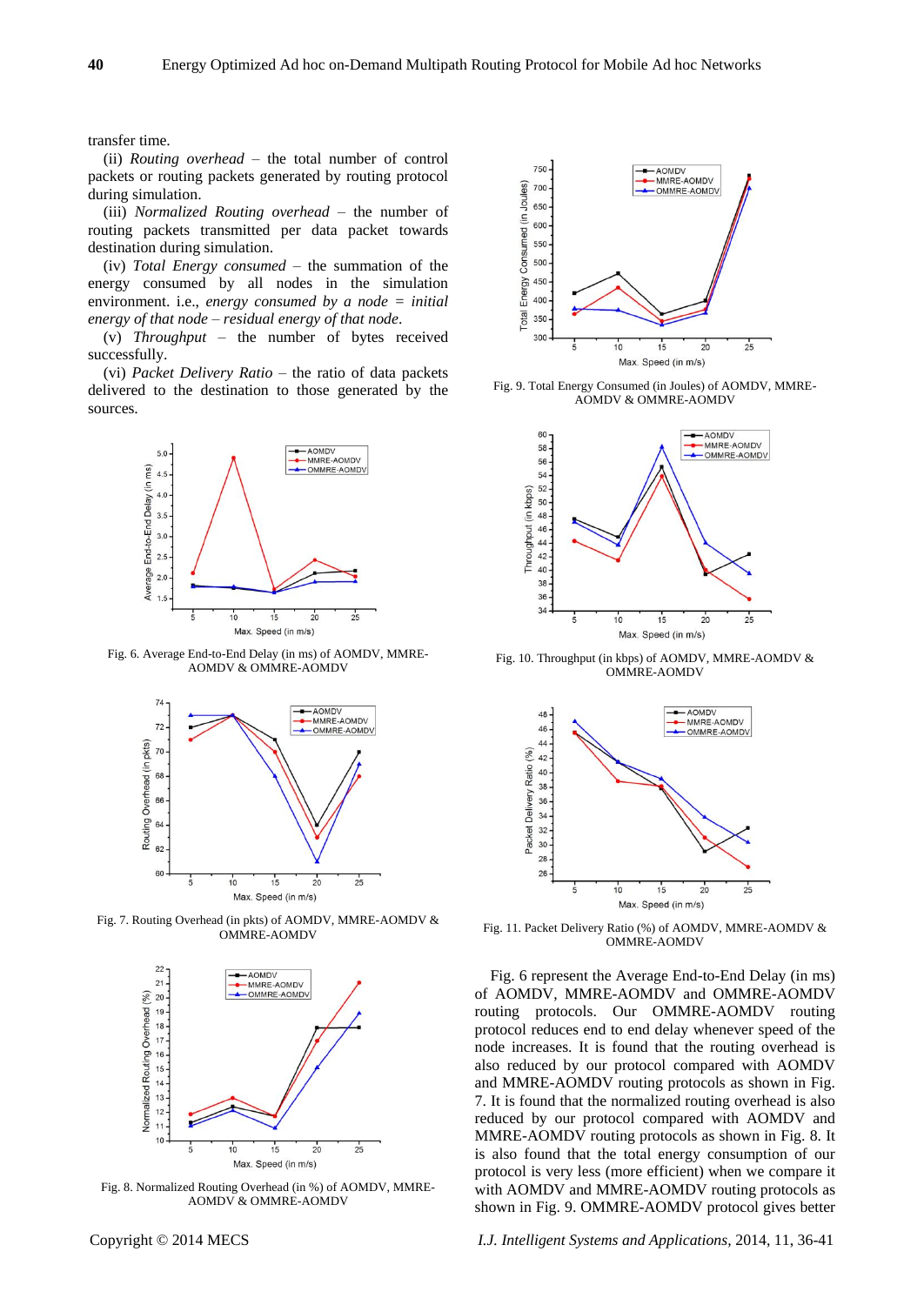transfer time.

(ii) *Routing overhead* – the total number of control packets or routing packets generated by routing protocol during simulation.

(iii) *Normalized Routing overhead* – the number of routing packets transmitted per data packet towards destination during simulation.

(iv) *Total Energy consumed* – the summation of the energy consumed by all nodes in the simulation environment. i.e., *energy consumed by a node = initial energy of that node – residual energy of that node*.

(v) *Throughput* – the number of bytes received successfully.

(vi) *Packet Delivery Ratio* – the ratio of data packets delivered to the destination to those generated by the sources.

Fig. 6. Average End-to-End Delay (in ms) of AOMDV, MMRE-AOMDV & OMMRE-AOMDV

Fig. 7. Routing Overhead (in pkts) of AOMDV, MMRE-AOMDV & OMMRE-AOMDV

Fig. 8. Normalized Routing Overhead (in %) of AOMDV, MMRE-AOMDV & OMMRE-AOMDV

Fig. 9. Total Energy Consumed (in Joules) of AOMDV, MMRE-AOMDV & OMMRE-AOMDV

Fig. 10. Throughput (in kbps) of AOMDV, MMRE-AOMDV & OMMRE-AOMDV

Fig. 11. Packet Delivery Ratio (%) of AOMDV, MMRE-AOMDV & OMMRE-AOMDV

Fig. 6 represent the Average End-to-End Delay (in ms) of AOMDV, MMRE-AOMDV and OMMRE-AOMDV routing protocols. Our OMMRE-AOMDV routing protocol reduces end to end delay whenever speed of the node increases. It is found that the routing overhead is also reduced by our protocol compared with AOMDV and MMRE-AOMDV routing protocols as shown in Fig. 7. It is found that the normalized routing overhead is also reduced by our protocol compared with AOMDV and MMRE-AOMDV routing protocols as shown in Fig. 8. It is also found that the total energy consumption of our protocol is very less (more efficient) when we compare it with AOMDV and MMRE-AOMDV routing protocols as shown in Fig. 9. OMMRE-AOMDV protocol gives better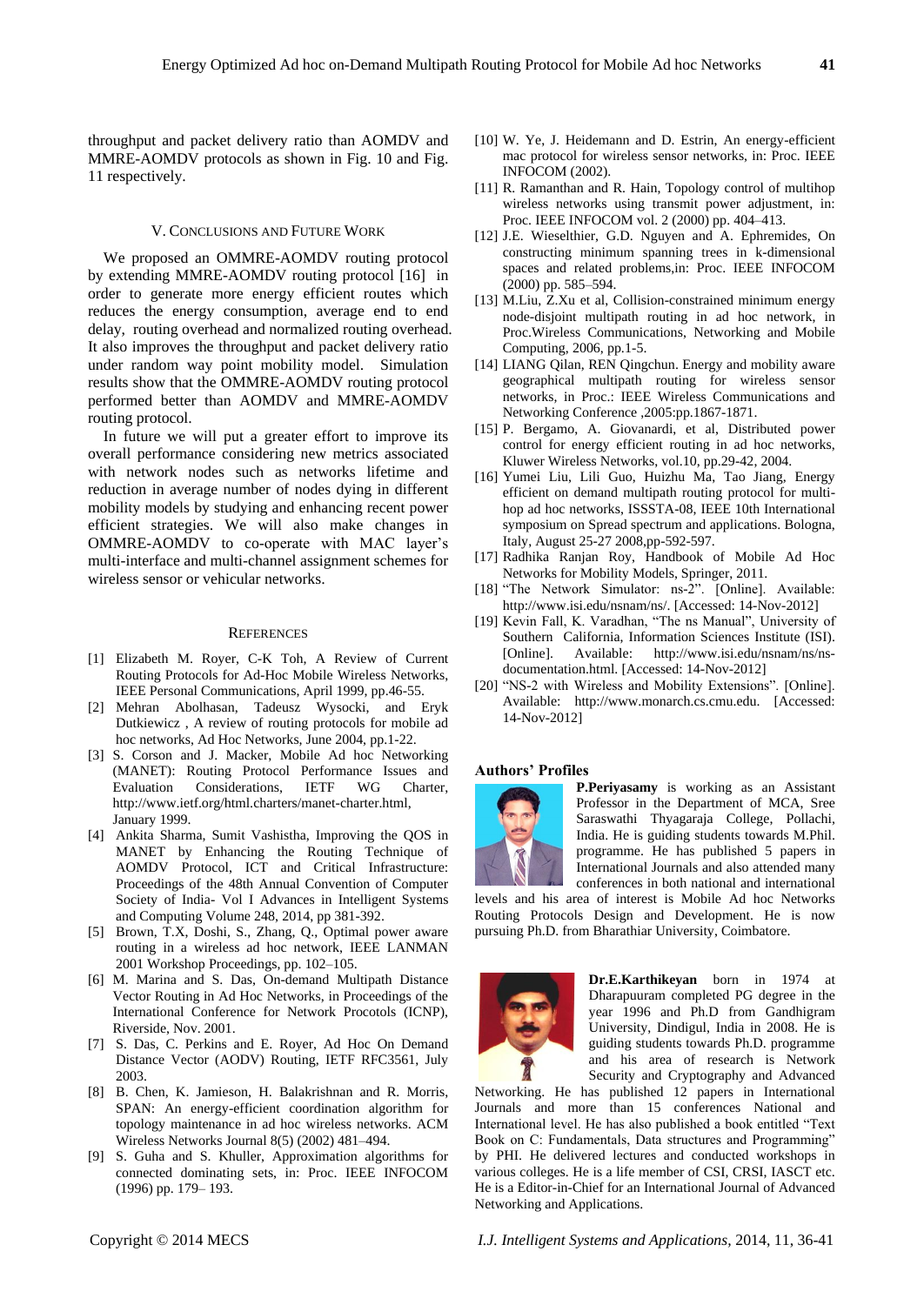throughput and packet delivery ratio than AOMDV and MMRE-AOMDV protocols as shown in Fig. 10 and Fig. 11 respectively.

## V. Conclusions and Future Work

We proposed an OMMRE-AOMDV routing protocol by extending MMRE-AOMDV routing protocol [16] in order to generate more energy efficient routes which reduces the energy consumption, average end to end delay, routing overhead and normalized routing overhead. It also improves the throughput and packet delivery ratio under random way point mobility model. Simulation results show that the OMMRE-AOMDV routing protocol performed better than AOMDV and MMRE-AOMDV routing protocol.

In future we will put a greater effort to improve its overall performance considering new metrics associated with network nodes such as networks lifetime and reduction in average number of nodes dying in different mobility models by studying and enhancing recent power efficient strategies. We will also make changes in OMMRE-AOMDV to co-operate with MAC layer's multi-interface and multi-channel assignment schemes for wireless sensor or vehicular networks.

## References

[1] Elizabeth M. Royer, C-K Toh, A Review of Current Routing Protocols for Ad-Hoc Mobile Wireless Networks, IEEE Personal Communications, April 1999, pp.46-55.

[2] Mehran Abolhasan, Tadeusz Wysocki, and Eryk Dutkiewicz , A review of routing protocols for mobile ad hoc networks, Ad Hoc Networks, June 2004, pp.1-22.

[3] S. Corson and J. Macker, Mobile Ad hoc Networking (MANET): Routing Protocol Performance Issues and Evaluation Considerations, IETF WG Charter, http://www.ietf.org/html.charters/manet-charter.html, January 1999.

[4] Ankita Sharma, Sumit Vashistha, Improving the QOS in MANET by Enhancing the Routing Technique of AOMDV Protocol, ICT and Critical Infrastructure: Proceedings of the 48th Annual Convention of Computer Society of India- Vol I Advances in Intelligent Systems and Computing Volume 248, 2014, pp 381-392.

[5] Brown, T.X, Doshi, S., Zhang, Q., Optimal power aware routing in a wireless ad hoc network, IEEE LANMAN 2001 Workshop Proceedings, pp. 102–105.

[6] M. Marina and S. Das, On-demand Multipath Distance Vector Routing in Ad Hoc Networks, in Proceedings of the International Conference for Network Procotols (ICNP), Riverside, Nov. 2001.

[7] S. Das, C. Perkins and E. Royer, Ad Hoc On Demand Distance Vector (AODV) Routing, IETF RFC3561, July 2003.

[8] B. Chen, K. Jamieson, H. Balakrishnan and R. Morris, SPAN: An energy-efficient coordination algorithm for topology maintenance in ad hoc wireless networks. ACM Wireless Networks Journal 8(5) (2002) 481–494.

[9] S. Guha and S. Khuller, Approximation algorithms for connected dominating sets, in: Proc. IEEE INFOCOM (1996) pp. 179– 193.

[10] W. Ye, J. Heidemann and D. Estrin, An energy-efficient mac protocol for wireless sensor networks, in: Proc. IEEE INFOCOM (2002).

[11] R. Ramanthan and R. Hain, Topology control of multihop wireless networks using transmit power adjustment, in: Proc. IEEE INFOCOM vol. 2 (2000) pp. 404–413.

[12] J.E. Wieselthier, G.D. Nguyen and A. Ephremides, On constructing minimum spanning trees in k-dimensional spaces and related problems,in: Proc. IEEE INFOCOM (2000) pp. 585–594.

[13] M.Liu, Z.Xu et al, Collision-constrained minimum energy node-disjoint multipath routing in ad hoc network, in Proc.Wireless Communications, Networking and Mobile Computing, 2006, pp.1-5.

[14] LIANG Qilan, REN Qingchun. Energy and mobility aware geographical multipath routing for wireless sensor networks, in Proc.: IEEE Wireless Communications and Networking Conference ,2005:pp.1867-1871.

[15] P. Bergamo, A. Giovanardi, et al, Distributed power control for energy efficient routing in ad hoc networks, Kluwer Wireless Networks, vol.10, pp.29-42, 2004.

[16] Yumei Liu, Lili Guo, Huizhu Ma, Tao Jiang, Energy efficient on demand multipath routing protocol for multi-hop ad hoc networks, ISSSTA-08, IEEE 10th International symposium on Spread spectrum and applications. Bologna, Italy, August 25-27 2008,pp-592-597.

[17] Radhika Ranjan Roy, Handbook of Mobile Ad Hoc Networks for Mobility Models, Springer, 2011.

[18] "The Network Simulator: ns-2". [Online]. Available: http://www.isi.edu/nsnam/ns/. [Accessed: 14-Nov-2012]

[19] Kevin Fall, K. Varadhan, "The ns Manual", University of Southern California, Information Sciences Institute (ISI). [Online]. Available: http://www.isi.edu/nsnam/ns/ns-documentation.html. [Accessed: 14-Nov-2012]

[20] "NS-2 with Wireless and Mobility Extensions". [Online]. Available: http://www.monarch.cs.cmu.edu. [Accessed: 14-Nov-2012]

## Authors' Profiles

**P.Periyasamy** is working as an Assistant Professor in the Department of MCA, Sree Saraswathi Thyagaraja College, Pollachi, India. He is guiding students towards M.Phil. programme. He has published 5 papers in International Journals and also attended many conferences in both national and international levels and his area of interest is Mobile Ad hoc Networks Routing Protocols Design and Development. He is now pursuing Ph.D. from Bharathiar University, Coimbatore.

**Dr.E.Karthikeyan** born in 1974 at Dharapuuram completed PG degree in the year 1996 and Ph.D from Gandhigram University, Dindigul, India in 2008. He is guiding students towards Ph.D. programme and his area of research is Network Security and Cryptography and Advanced Networking. He has published 12 papers in International Journals and more than 15 conferences National and International level. He has also published a book entitled "Text Book on C: Fundamentals, Data structures and Programming" by PHI. He delivered lectures and conducted workshops in various colleges. He is a life member of CSI, CRSI, IASCT etc. He is a Editor-in-Chief for an International Journal of Advanced Networking and Applications.